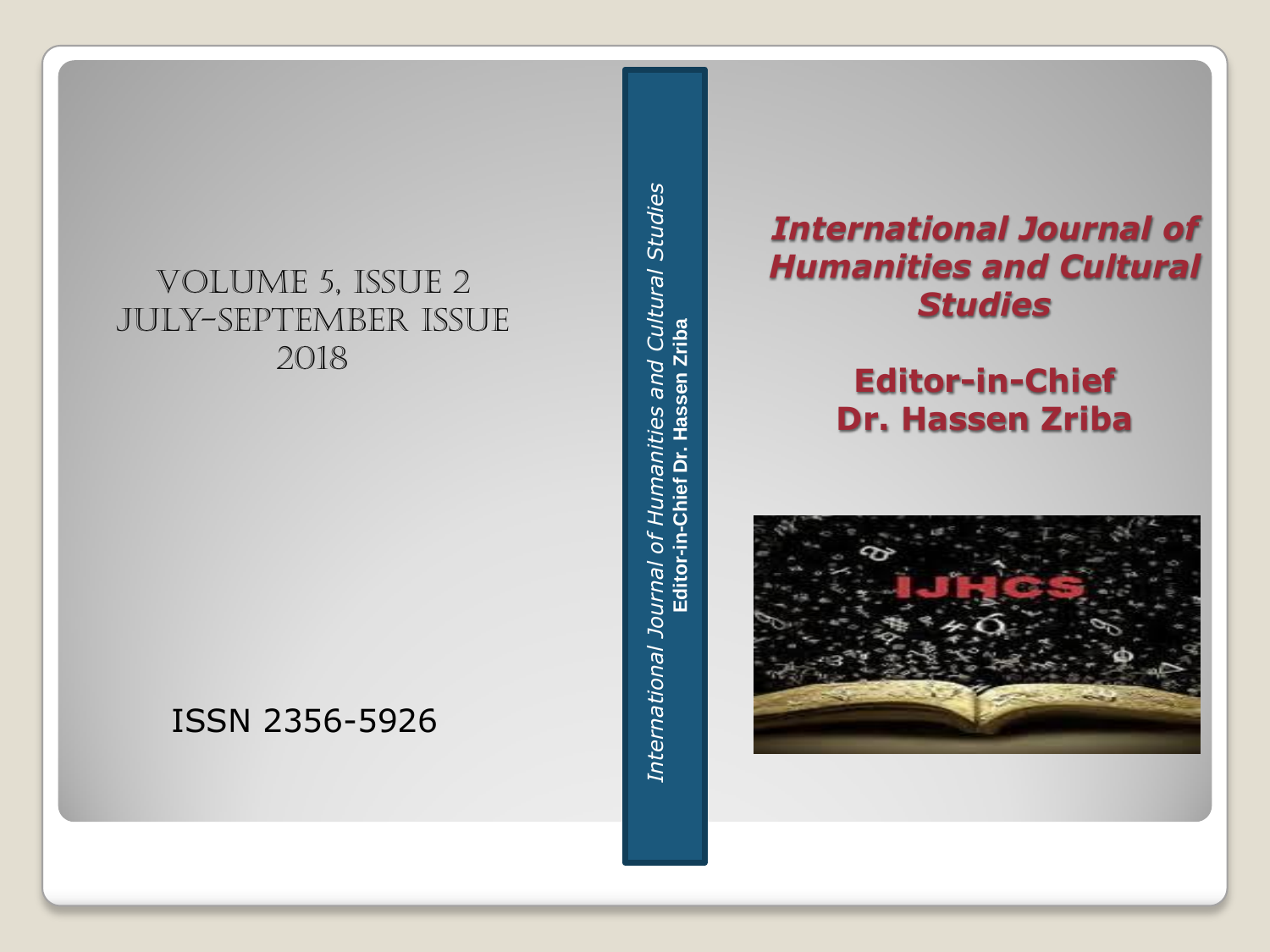# International Journal of Humanities and Cultural Studies

## Editor-in-Chief
## Dr. Hassen Zriba

VOLUME 5, ISSUE 2
JULY-SEPTEMBER ISSUE
2018

ISSN 2356-5926

*International Journal of Humanities and Cultural Studies*
**Editor-in-Chief Dr. Hassen Zriba**

IJHCS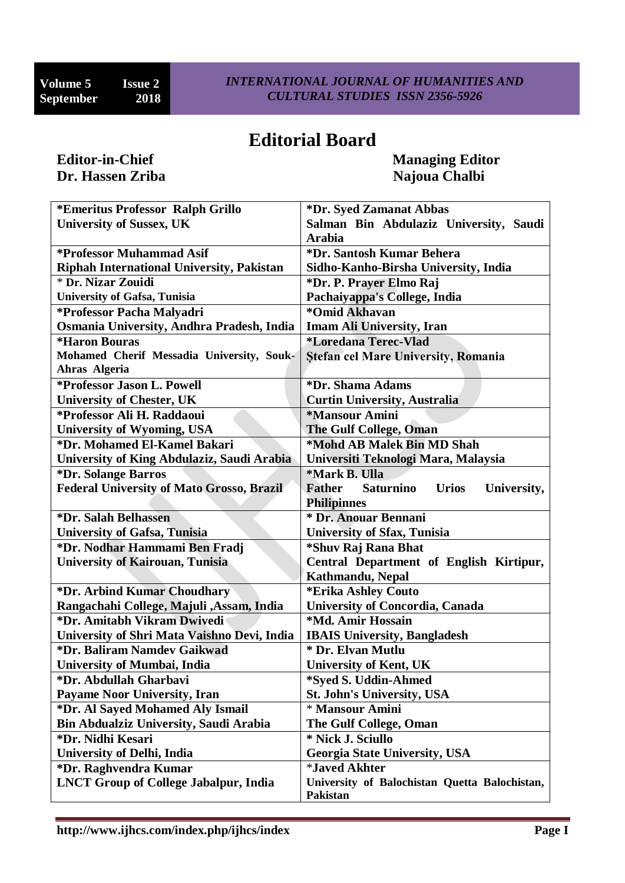# Editorial Board

**Editor-in-Chief**
**Dr. Hassen Zriba**

**Managing Editor**
**Najoua Chalbi**

| | |
|---|---|
| ***Emeritus Professor Ralph Grillo**<br>**University of Sussex, UK** | ***Dr. Syed Zamanat Abbas**<br>**Salman Bin Abdulaziz University, Saudi Arabia** |
| ***Professor Muhammad Asif**<br>**Riphah International University, Pakistan** | ***Dr. Santosh Kumar Behera**<br>**Sidho-Kanho-Birsha University, India** |
| *** Dr. Nizar Zouidi**<br>**University of Gafsa, Tunisia** | ***Dr. P. Prayer Elmo Raj**<br>**Pachaiyappa's College, India** |
| ***Professor Pacha Malyadri**<br>**Osmania University, Andhra Pradesh, India** | ***Omid Akhavan**<br>**Imam Ali University, Iran** |
| ***Haron Bouras**<br>**Mohamed Cherif Messadia University, Souk-Ahras Algeria** | ***Loredana Terec-Vlad**<br>**Ștefan cel Mare University, Romania** |
| ***Professor Jason L. Powell**<br>**University of Chester, UK** | ***Dr. Shama Adams**<br>**Curtin University, Australia** |
| ***Professor Ali H. Raddaoui**<br>**University of Wyoming, USA** | ***Mansour Amini**<br>**The Gulf College, Oman** |
| ***Dr. Mohamed El-Kamel Bakari**<br>**University of King Abdulaziz, Saudi Arabia** | ***Mohd AB Malek Bin MD Shah**<br>**Universiti Teknologi Mara, Malaysia** |
| ***Dr. Solange Barros**<br>**Federal University of Mato Grosso, Brazil** | ***Mark B. Ulla**<br>**Father Saturnino Urios University, Philipinnes** |
| ***Dr. Salah Belhassen**<br>**University of Gafsa, Tunisia** | *** Dr. Anouar Bennani**<br>**University of Sfax, Tunisia** |
| ***Dr. Nodhar Hammami Ben Fradj**<br>**University of Kairouan, Tunisia** | ***Shuv Raj Rana Bhat**<br>**Central Department of English Kirtipur, Kathmandu, Nepal** |
| ***Dr. Arbind Kumar Choudhary**<br>**Rangachahi College, Majuli ,Assam, India** | ***Erika Ashley Couto**<br>**University of Concordia, Canada** |
| ***Dr. Amitabh Vikram Dwivedi**<br>**University of Shri Mata Vaishno Devi, India** | ***Md. Amir Hossain**<br>**IBAIS University, Bangladesh** |
| ***Dr. Baliram Namdev Gaikwad**<br>**University of Mumbai, India** | *** Dr. Elvan Mutlu**<br>**University of Kent, UK** |
| ***Dr. Abdullah Gharbavi**<br>**Payame Noor University, Iran** | ***Syed S. Uddin-Ahmed**<br>**St. John's University, USA** |
| ***Dr. Al Sayed Mohamed Aly Ismail**<br>**Bin Abdualziz University, Saudi Arabia** | *** Mansour Amini**<br>**The Gulf College, Oman** |
| ***Dr. Nidhi Kesari**<br>**University of Delhi, India** | *** Nick J. Sciullo**<br>**Georgia State University, USA** |
| ***Dr. Raghvendra Kumar**<br>**LNCT Group of College Jabalpur, India** | ***Javed Akhter**<br>**University of Balochistan Quetta Balochistan, Pakistan** |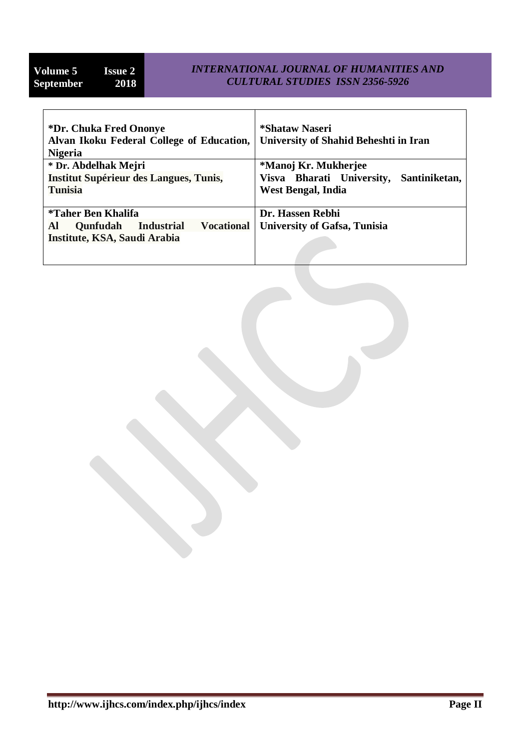| | |
|---|---|
| **\*Dr. Chuka Fred Ononye**<br>**Alvan Ikoku Federal College of Education, Nigeria** | **\*Shataw Naseri**<br>**University of Shahid Beheshti in Iran** |
| **\* Dr. Abdelhak Mejri**<br>**Institut Supérieur des Langues, Tunis, Tunisia** | **\*Manoj Kr. Mukherjee**<br>**Visva Bharati University, Santiniketan, West Bengal, India** |
| **\*Taher Ben Khalifa**<br>**Al Qunfudah Industrial Vocational Institute, KSA, Saudi Arabia** | **Dr. Hassen Rebhi**<br>**University of Gafsa, Tunisia** |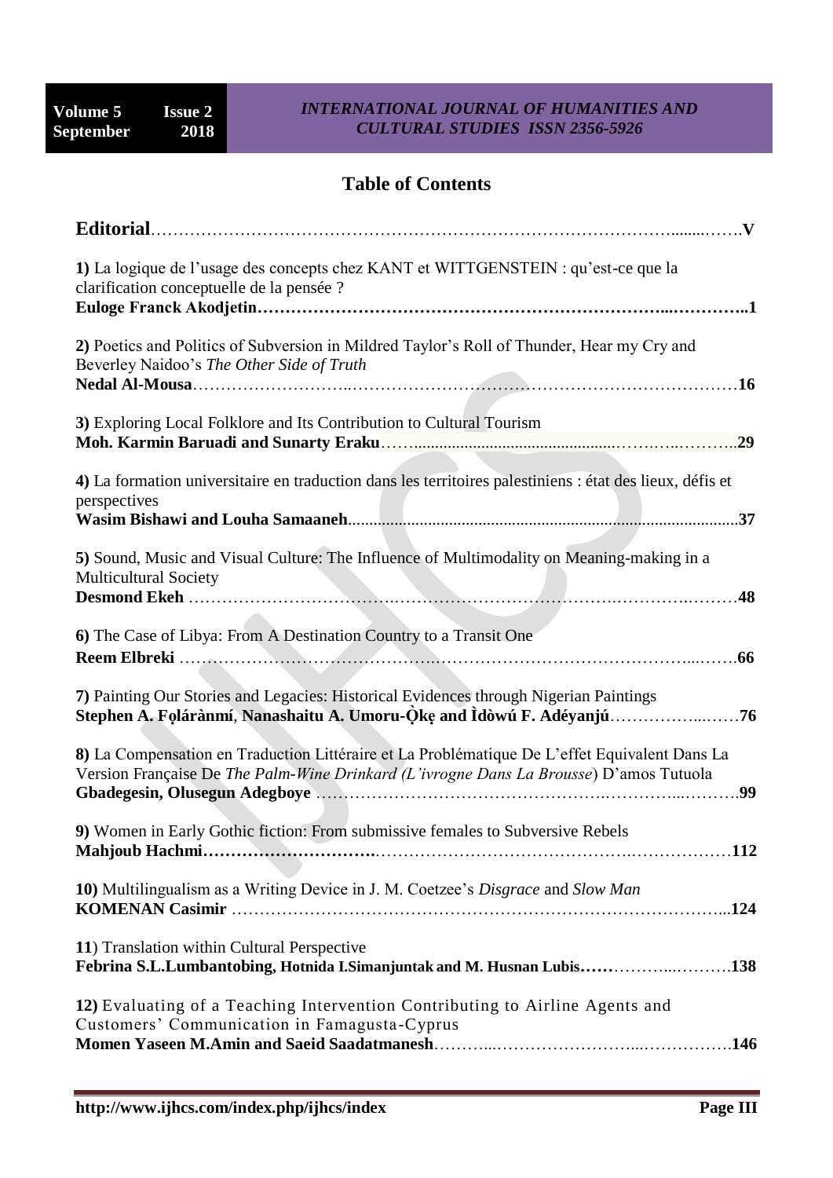## Table of Contents

**Editorial**……………………………………………………………………………………......…….**V**

**1)** La logique de l'usage des concepts chez KANT et WITTGENSTEIN : qu'est-ce que la clarification conceptuelle de la pensée ?
**Euloge Franck Akodjetin……………………………………………………………...…………..1**

**2)** Poetics and Politics of Subversion in Mildred Taylor's Roll of Thunder, Hear my Cry and Beverley Naidoo's *The Other Side of Truth*
**Nedal Al-Mousa**……………………..……………………………………………………………**16**

**3)** Exploring Local Folklore and Its Contribution to Cultural Tourism
**Moh. Karmin Baruadi and Sunarty Eraku**……...............................................………….………..**29**

**4)** La formation universitaire en traduction dans les territoires palestiniens : état des lieux, défis et perspectives
**Wasim Bishawi and Louha Samaaneh**..........................................................................................**37**

**5)** Sound, Music and Visual Culture: The Influence of Multimodality on Meaning-making in a Multicultural Society
**Desmond Ekeh** ……………………………….………………………………….………….………**48**

**6)** The Case of Libya: From A Destination Country to a Transit One
**Reem Elbreki** ……………………………………..…………………………………………...…….**66**

**7)** Painting Our Stories and Legacies: Historical Evidences through Nigerian Paintings
**Stephen A. Fọlárànmí**, **Nanashaitu A. Umoru-Ọ̀kẹ and Ìdòwú F. Adéyanjú**……………...……**76**

**8)** La Compensation en Traduction Littéraire et La Problématique De L'effet Equivalent Dans La Version Française De *The Palm-Wine Drinkard (L'ivrogne Dans La Brousse*) D'amos Tutuola
**Gbadegesin, Olusegun Adegboye** ………………………………………….………...……….**99**

**9)** Women in Early Gothic fiction: From submissive females to Subversive Rebels
**Mahjoub Hachmi………………………….**……………………………………….………………**112**

**10)** Multilingualism as a Writing Device in J. M. Coetzee's *Disgrace* and *Slow Man*
**KOMENAN Casimir** …………………………………………………………….……………...**124**

**11**) Translation within Cultural Perspective
**Febrina S.L.Lumbantobing, Hotnida I.Simanjuntak and M. Husnan Lubis……**………...……….**138**

**12)** Evaluating of a Teaching Intervention Contributing to Airline Agents and Customers' Communication in Famagusta-Cyprus
**Momen Yaseen M.Amin and Saeid Saadatmanesh**………..……………………...…………….**146**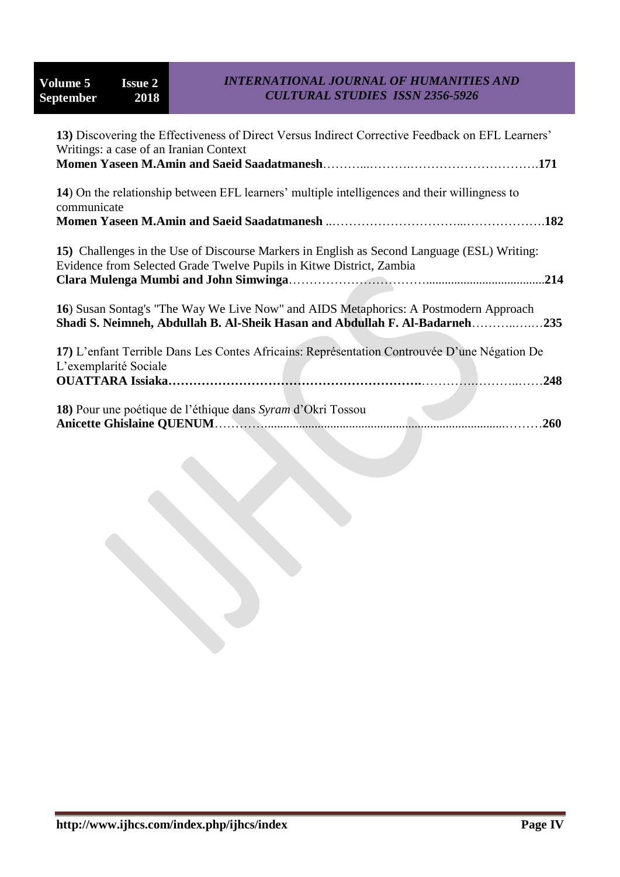**13)** Discovering the Effectiveness of Direct Versus Indirect Corrective Feedback on EFL Learners' Writings: a case of an Iranian Context
**Momen Yaseen M.Amin and Saeid Saadatmanesh**………...……….………………………….**171**

**14**) On the relationship between EFL learners' multiple intelligences and their willingness to communicate
**Momen Yaseen M.Amin and Saeid Saadatmanesh** ..………………………...……………….**182**

**15)** Challenges in the Use of Discourse Markers in English as Second Language (ESL) Writing: Evidence from Selected Grade Twelve Pupils in Kitwe District, Zambia
**Clara Mulenga Mumbi and John Simwinga**………………….………......................................**214**

**16**) Susan Sontag's "The Way We Live Now" and AIDS Metaphorics: A Postmodern Approach
**Shadi S. Neimneh, Abdullah B. Al-Sheik Hasan and Abdullah F. Al-Badarneh**………..….…**235**

**17)** L'enfant Terrible Dans Les Contes Africains: Représentation Controuvée D'une Négation De L'exemplarité Sociale
**OUATTARA Issiaka……………………………………………………….**…………..………..……**248**

**18)** Pour une poétique de l'éthique dans *Syram* d'Okri Tossou
**Anicette Ghislaine QUENUM**………….......................................................................………**260**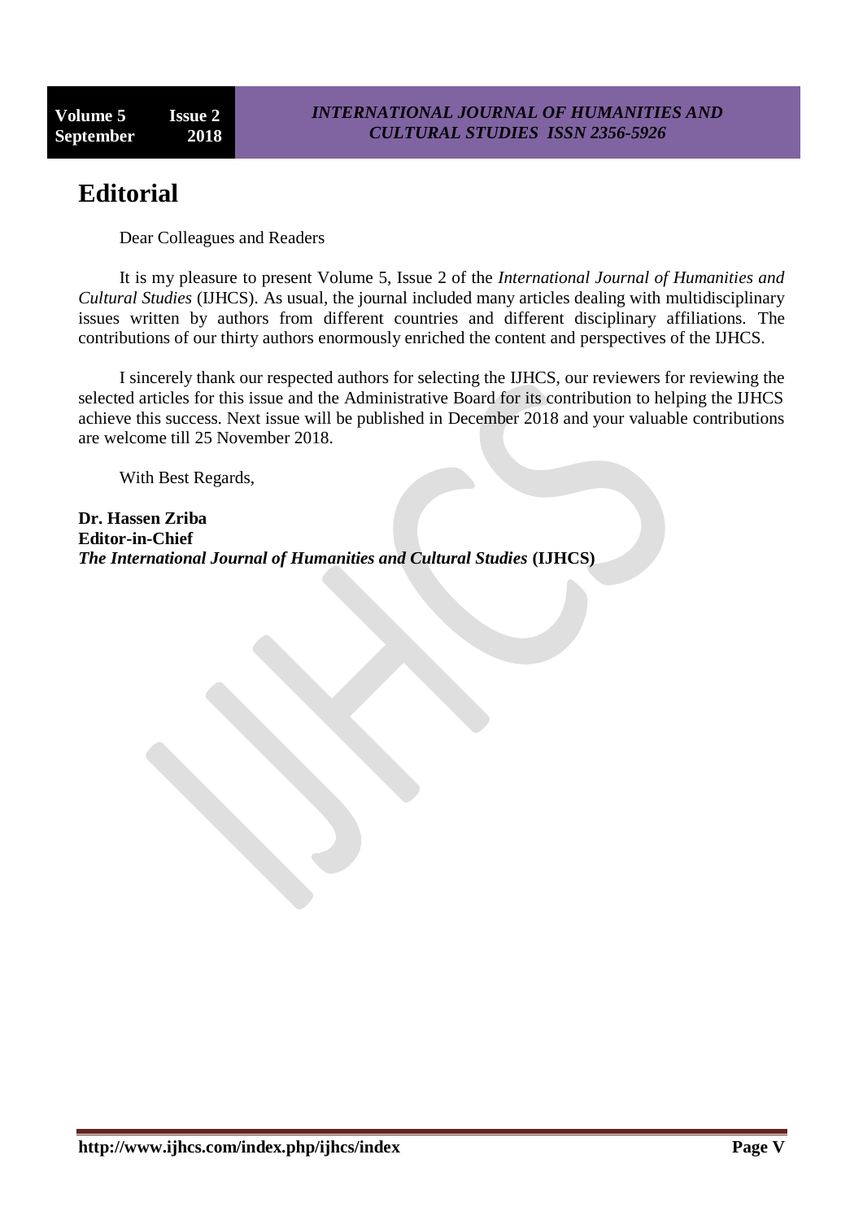# Editorial

Dear Colleagues and Readers

It is my pleasure to present Volume 5, Issue 2 of the *International Journal of Humanities and Cultural Studies* (IJHCS). As usual, the journal included many articles dealing with multidisciplinary issues written by authors from different countries and different disciplinary affiliations. The contributions of our thirty authors enormously enriched the content and perspectives of the IJHCS.

I sincerely thank our respected authors for selecting the IJHCS, our reviewers for reviewing the selected articles for this issue and the Administrative Board for its contribution to helping the IJHCS achieve this success. Next issue will be published in December 2018 and your valuable contributions are welcome till 25 November 2018.

With Best Regards,

**Dr. Hassen Zriba**
**Editor-in-Chief**
***The International Journal of Humanities and Cultural Studies* (IJHCS)**